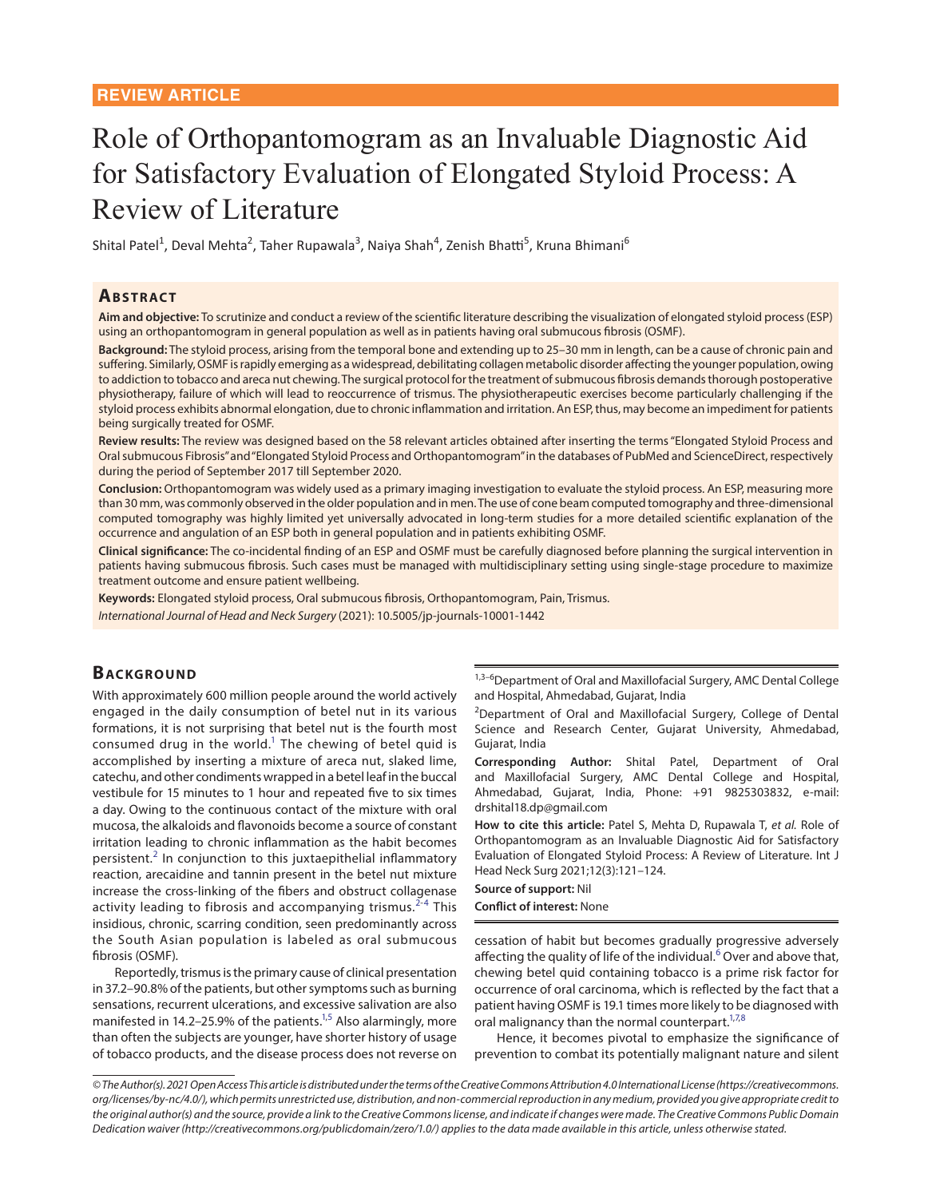REVIEW ARTICLE

# Role of Orthopantomogram as an Invaluable Diagnostic Aid for Satisfactory Evaluation of Elongated Styloid Process: A Review of Literature

Shital Patel[1], Deval Mehta[2], Taher Rupawala[3], Naiya Shah[4], Zenish Bhatti[5], Kruna Bhimani[6]

## Abstract

**Aim and objective:** To scrutinize and conduct a review of the scientific literature describing the visualization of elongated styloid process (ESP) using an orthopantomogram in general population as well as in patients having oral submucous fibrosis (OSMF).

**Background:** The styloid process, arising from the temporal bone and extending up to 25–30 mm in length, can be a cause of chronic pain and suffering. Similarly, OSMF is rapidly emerging as a widespread, debilitating collagen metabolic disorder affecting the younger population, owing to addiction to tobacco and areca nut chewing. The surgical protocol for the treatment of submucous fibrosis demands thorough postoperative physiotherapy, failure of which will lead to reoccurrence of trismus. The physiotherapeutic exercises become particularly challenging if the styloid process exhibits abnormal elongation, due to chronic inflammation and irritation. An ESP, thus, may become an impediment for patients being surgically treated for OSMF.

**Review results:** The review was designed based on the 58 relevant articles obtained after inserting the terms "Elongated Styloid Process and Oral submucous Fibrosis" and "Elongated Styloid Process and Orthopantomogram" in the databases of PubMed and ScienceDirect, respectively during the period of September 2017 till September 2020.

**Conclusion:** Orthopantomogram was widely used as a primary imaging investigation to evaluate the styloid process. An ESP, measuring more than 30 mm, was commonly observed in the older population and in men. The use of cone beam computed tomography and three-dimensional computed tomography was highly limited yet universally advocated in long-term studies for a more detailed scientific explanation of the occurrence and angulation of an ESP both in general population and in patients exhibiting OSMF.

**Clinical significance:** The co-incidental finding of an ESP and OSMF must be carefully diagnosed before planning the surgical intervention in patients having submucous fibrosis. Such cases must be managed with multidisciplinary setting using single-stage procedure to maximize treatment outcome and ensure patient wellbeing.

**Keywords:** Elongated styloid process, Oral submucous fibrosis, Orthopantomogram, Pain, Trismus.

*International Journal of Head and Neck Surgery* (2021): 10.5005/jp-journals-10001-1442

## Background

With approximately 600 million people around the world actively engaged in the daily consumption of betel nut in its various formations, it is not surprising that betel nut is the fourth most consumed drug in the world.[1] The chewing of betel quid is accomplished by inserting a mixture of areca nut, slaked lime, catechu, and other condiments wrapped in a betel leaf in the buccal vestibule for 15 minutes to 1 hour and repeated five to six times a day. Owing to the continuous contact of the mixture with oral mucosa, the alkaloids and flavonoids become a source of constant irritation leading to chronic inflammation as the habit becomes persistent.[2] In conjunction to this juxtaepithelial inflammatory reaction, arecaidine and tannin present in the betel nut mixture increase the cross-linking of the fibers and obstruct collagenase activity leading to fibrosis and accompanying trismus.[2–4] This insidious, chronic, scarring condition, seen predominantly across the South Asian population is labeled as oral submucous fibrosis (OSMF).

Reportedly, trismus is the primary cause of clinical presentation in 37.2–90.8% of the patients, but other symptoms such as burning sensations, recurrent ulcerations, and excessive salivation are also manifested in 14.2–25.9% of the patients.[1,5] Also alarmingly, more than often the subjects are younger, have shorter history of usage of tobacco products, and the disease process does not reverse on cessation of habit but becomes gradually progressive adversely affecting the quality of life of the individual.[6] Over and above that, chewing betel quid containing tobacco is a prime risk factor for occurrence of oral carcinoma, which is reflected by the fact that a patient having OSMF is 19.1 times more likely to be diagnosed with oral malignancy than the normal counterpart.[1,7,8]

Hence, it becomes pivotal to emphasize the significance of prevention to combat its potentially malignant nature and silent

---

[1,3–6]Department of Oral and Maxillofacial Surgery, AMC Dental College and Hospital, Ahmedabad, Gujarat, India

[2]Department of Oral and Maxillofacial Surgery, College of Dental Science and Research Center, Gujarat University, Ahmedabad, Gujarat, India

**Corresponding Author:** Shital Patel, Department of Oral and Maxillofacial Surgery, AMC Dental College and Hospital, Ahmedabad, Gujarat, India, Phone: +91 9825303832, e-mail: drshital18.dp@gmail.com

**How to cite this article:** Patel S, Mehta D, Rupawala T, *et al.* Role of Orthopantomogram as an Invaluable Diagnostic Aid for Satisfactory Evaluation of Elongated Styloid Process: A Review of Literature. Int J Head Neck Surg 2021;12(3):121–124.

**Source of support:** Nil

**Conflict of interest:** None

*© The Author(s). 2021 Open Access This article is distributed under the terms of the Creative Commons Attribution 4.0 International License (https://creativecommons.org/licenses/by-nc/4.0/), which permits unrestricted use, distribution, and non-commercial reproduction in any medium, provided you give appropriate credit to the original author(s) and the source, provide a link to the Creative Commons license, and indicate if changes were made. The Creative Commons Public Domain Dedication waiver (http://creativecommons.org/publicdomain/zero/1.0/) applies to the data made available in this article, unless otherwise stated.*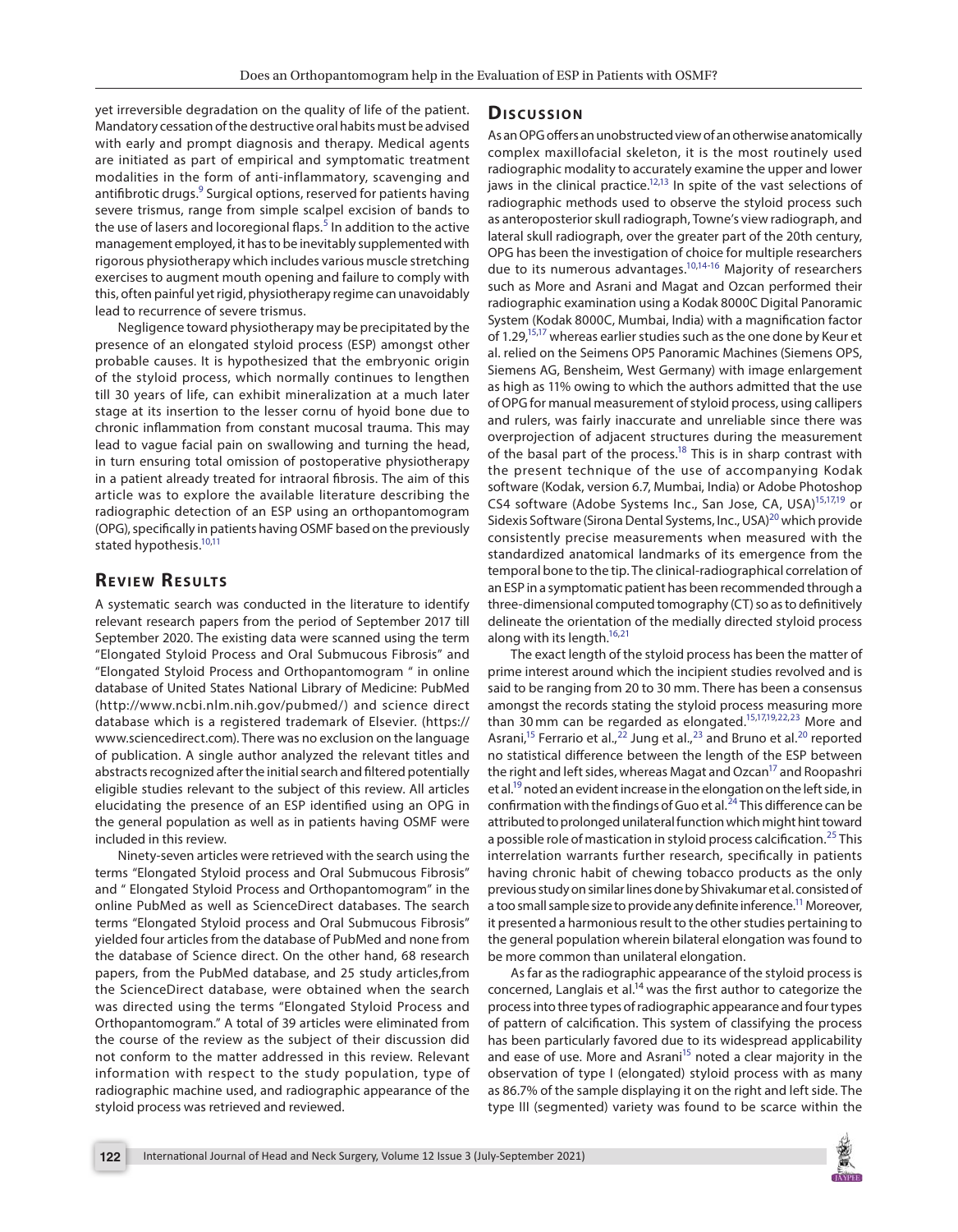yet irreversible degradation on the quality of life of the patient. Mandatory cessation of the destructive oral habits must be advised with early and prompt diagnosis and therapy. Medical agents are initiated as part of empirical and symptomatic treatment modalities in the form of anti-inflammatory, scavenging and antifibrotic drugs.[9] Surgical options, reserved for patients having severe trismus, range from simple scalpel excision of bands to the use of lasers and locoregional flaps.[5] In addition to the active management employed, it has to be inevitably supplemented with rigorous physiotherapy which includes various muscle stretching exercises to augment mouth opening and failure to comply with this, often painful yet rigid, physiotherapy regime can unavoidably lead to recurrence of severe trismus.

Negligence toward physiotherapy may be precipitated by the presence of an elongated styloid process (ESP) amongst other probable causes. It is hypothesized that the embryonic origin of the styloid process, which normally continues to lengthen till 30 years of life, can exhibit mineralization at a much later stage at its insertion to the lesser cornu of hyoid bone due to chronic inflammation from constant mucosal trauma. This may lead to vague facial pain on swallowing and turning the head, in turn ensuring total omission of postoperative physiotherapy in a patient already treated for intraoral fibrosis. The aim of this article was to explore the available literature describing the radiographic detection of an ESP using an orthopantomogram (OPG), specifically in patients having OSMF based on the previously stated hypothesis.[10,11]

## Review Results

A systematic search was conducted in the literature to identify relevant research papers from the period of September 2017 till September 2020. The existing data were scanned using the term "Elongated Styloid Process and Oral Submucous Fibrosis" and "Elongated Styloid Process and Orthopantomogram " in online database of United States National Library of Medicine: PubMed (http://www.ncbi.nlm.nih.gov/pubmed/) and science direct database which is a registered trademark of Elsevier. (https://www.sciencedirect.com). There was no exclusion on the language of publication. A single author analyzed the relevant titles and abstracts recognized after the initial search and filtered potentially eligible studies relevant to the subject of this review. All articles elucidating the presence of an ESP identified using an OPG in the general population as well as in patients having OSMF were included in this review.

Ninety-seven articles were retrieved with the search using the terms "Elongated Styloid process and Oral Submucous Fibrosis" and " Elongated Styloid Process and Orthopantomogram" in the online PubMed as well as ScienceDirect databases. The search terms "Elongated Styloid process and Oral Submucous Fibrosis" yielded four articles from the database of PubMed and none from the database of Science direct. On the other hand, 68 research papers, from the PubMed database, and 25 study articles,from the ScienceDirect database, were obtained when the search was directed using the terms "Elongated Styloid Process and Orthopantomogram." A total of 39 articles were eliminated from the course of the review as the subject of their discussion did not conform to the matter addressed in this review. Relevant information with respect to the study population, type of radiographic machine used, and radiographic appearance of the styloid process was retrieved and reviewed.

## Discussion

As an OPG offers an unobstructed view of an otherwise anatomically complex maxillofacial skeleton, it is the most routinely used radiographic modality to accurately examine the upper and lower jaws in the clinical practice.[12,13] In spite of the vast selections of radiographic methods used to observe the styloid process such as anteroposterior skull radiograph, Towne's view radiograph, and lateral skull radiograph, over the greater part of the 20th century, OPG has been the investigation of choice for multiple researchers due to its numerous advantages.[10,14-16] Majority of researchers such as More and Asrani and Magat and Ozcan performed their radiographic examination using a Kodak 8000C Digital Panoramic System (Kodak 8000C, Mumbai, India) with a magnification factor of 1.29,[15,17] whereas earlier studies such as the one done by Keur et al. relied on the Seimens OP5 Panoramic Machines (Siemens OPS, Siemens AG, Bensheim, West Germany) with image enlargement as high as 11% owing to which the authors admitted that the use of OPG for manual measurement of styloid process, using callipers and rulers, was fairly inaccurate and unreliable since there was overprojection of adjacent structures during the measurement of the basal part of the process.[18] This is in sharp contrast with the present technique of the use of accompanying Kodak software (Kodak, version 6.7, Mumbai, India) or Adobe Photoshop CS4 software (Adobe Systems Inc., San Jose, CA, USA)[15,17,19] or Sidexis Software (Sirona Dental Systems, Inc., USA)[20] which provide consistently precise measurements when measured with the standardized anatomical landmarks of its emergence from the temporal bone to the tip. The clinical-radiographical correlation of an ESP in a symptomatic patient has been recommended through a three-dimensional computed tomography (CT) so as to definitively delineate the orientation of the medially directed styloid process along with its length.[16,21]

The exact length of the styloid process has been the matter of prime interest around which the incipient studies revolved and is said to be ranging from 20 to 30 mm. There has been a consensus amongst the records stating the styloid process measuring more than 30 mm can be regarded as elongated.[15,17,19,22,23] More and Asrani,[15] Ferrario et al.,[22] Jung et al.,[23] and Bruno et al.[20] reported no statistical difference between the length of the ESP between the right and left sides, whereas Magat and Ozcan[17] and Roopashri et al.[19] noted an evident increase in the elongation on the left side, in confirmation with the findings of Guo et al.[24] This difference can be attributed to prolonged unilateral function which might hint toward a possible role of mastication in styloid process calcification.[25] This interrelation warrants further research, specifically in patients having chronic habit of chewing tobacco products as the only previous study on similar lines done by Shivakumar et al. consisted of a too small sample size to provide any definite inference.[11] Moreover, it presented a harmonious result to the other studies pertaining to the general population wherein bilateral elongation was found to be more common than unilateral elongation.

As far as the radiographic appearance of the styloid process is concerned, Langlais et al.[14] was the first author to categorize the process into three types of radiographic appearance and four types of pattern of calcification. This system of classifying the process has been particularly favored due to its widespread applicability and ease of use. More and Asrani[15] noted a clear majority in the observation of type I (elongated) styloid process with as many as 86.7% of the sample displaying it on the right and left side. The type III (segmented) variety was found to be scarce within the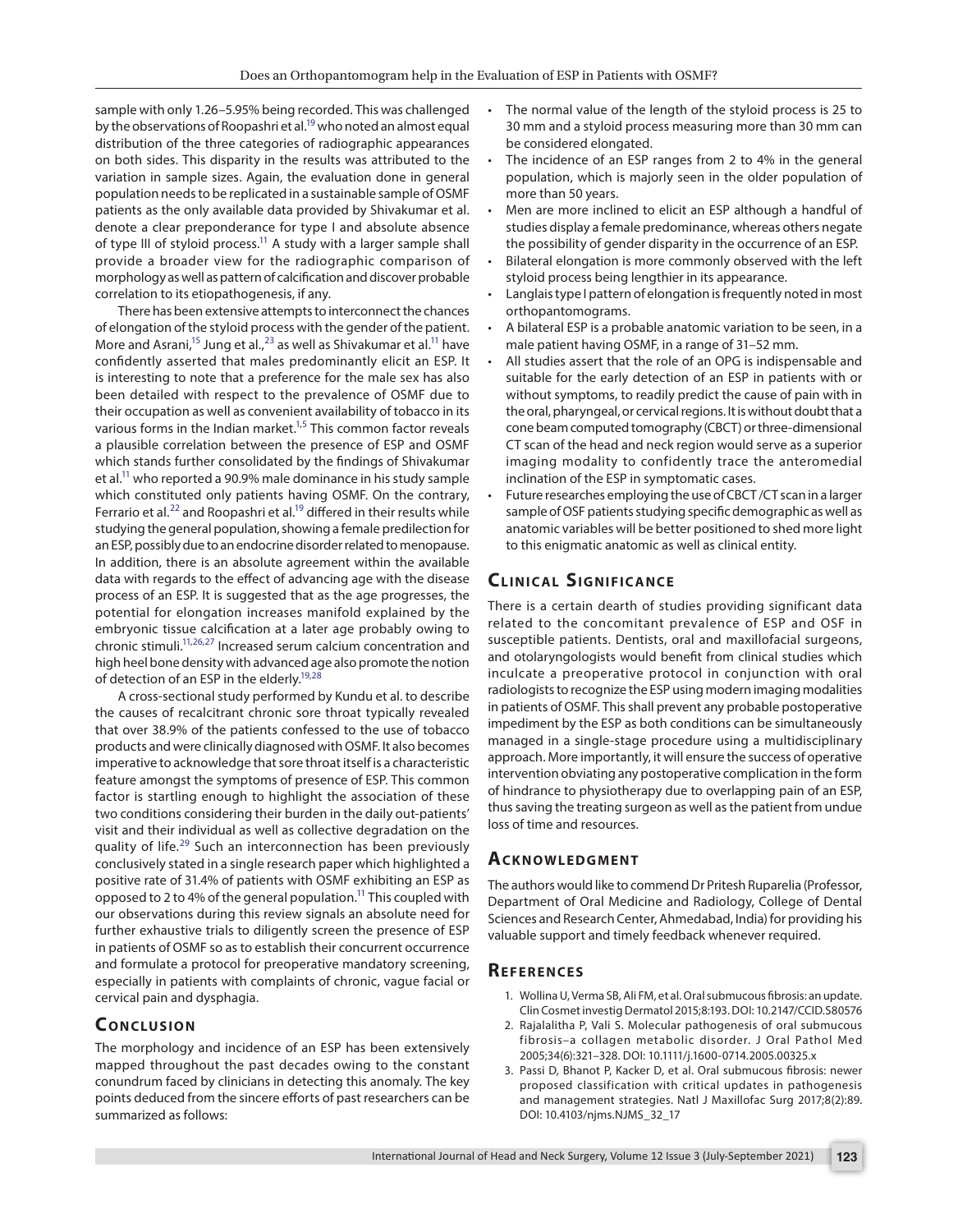sample with only 1.26–5.95% being recorded. This was challenged by the observations of Roopashri et al.[19] who noted an almost equal distribution of the three categories of radiographic appearances on both sides. This disparity in the results was attributed to the variation in sample sizes. Again, the evaluation done in general population needs to be replicated in a sustainable sample of OSMF patients as the only available data provided by Shivakumar et al. denote a clear preponderance for type I and absolute absence of type III of styloid process.[11] A study with a larger sample shall provide a broader view for the radiographic comparison of morphology as well as pattern of calcification and discover probable correlation to its etiopathogenesis, if any.

There has been extensive attempts to interconnect the chances of elongation of the styloid process with the gender of the patient. More and Asrani,[15] Jung et al.,[23] as well as Shivakumar et al.[11] have confidently asserted that males predominantly elicit an ESP. It is interesting to note that a preference for the male sex has also been detailed with respect to the prevalence of OSMF due to their occupation as well as convenient availability of tobacco in its various forms in the Indian market.[1,5] This common factor reveals a plausible correlation between the presence of ESP and OSMF which stands further consolidated by the findings of Shivakumar et al.[11] who reported a 90.9% male dominance in his study sample which constituted only patients having OSMF. On the contrary, Ferrario et al.[22] and Roopashri et al.[19] differed in their results while studying the general population, showing a female predilection for an ESP, possibly due to an endocrine disorder related to menopause. In addition, there is an absolute agreement within the available data with regards to the effect of advancing age with the disease process of an ESP. It is suggested that as the age progresses, the potential for elongation increases manifold explained by the embryonic tissue calcification at a later age probably owing to chronic stimuli.[11,26,27] Increased serum calcium concentration and high heel bone density with advanced age also promote the notion of detection of an ESP in the elderly.[19,28]

A cross-sectional study performed by Kundu et al. to describe the causes of recalcitrant chronic sore throat typically revealed that over 38.9% of the patients confessed to the use of tobacco products and were clinically diagnosed with OSMF. It also becomes imperative to acknowledge that sore throat itself is a characteristic feature amongst the symptoms of presence of ESP. This common factor is startling enough to highlight the association of these two conditions considering their burden in the daily out-patients' visit and their individual as well as collective degradation on the quality of life.[29] Such an interconnection has been previously conclusively stated in a single research paper which highlighted a positive rate of 31.4% of patients with OSMF exhibiting an ESP as opposed to 2 to 4% of the general population.[11] This coupled with our observations during this review signals an absolute need for further exhaustive trials to diligently screen the presence of ESP in patients of OSMF so as to establish their concurrent occurrence and formulate a protocol for preoperative mandatory screening, especially in patients with complaints of chronic, vague facial or cervical pain and dysphagia.

## Conclusion

The morphology and incidence of an ESP has been extensively mapped throughout the past decades owing to the constant conundrum faced by clinicians in detecting this anomaly. The key points deduced from the sincere efforts of past researchers can be summarized as follows:

- The normal value of the length of the styloid process is 25 to 30 mm and a styloid process measuring more than 30 mm can be considered elongated.
- The incidence of an ESP ranges from 2 to 4% in the general population, which is majorly seen in the older population of more than 50 years.
- Men are more inclined to elicit an ESP although a handful of studies display a female predominance, whereas others negate the possibility of gender disparity in the occurrence of an ESP.
- Bilateral elongation is more commonly observed with the left styloid process being lengthier in its appearance.
- Langlais type I pattern of elongation is frequently noted in most orthopantomograms.
- A bilateral ESP is a probable anatomic variation to be seen, in a male patient having OSMF, in a range of 31–52 mm.
- All studies assert that the role of an OPG is indispensable and suitable for the early detection of an ESP in patients with or without symptoms, to readily predict the cause of pain with in the oral, pharyngeal, or cervical regions. It is without doubt that a cone beam computed tomography (CBCT) or three-dimensional CT scan of the head and neck region would serve as a superior imaging modality to confidently trace the anteromedial inclination of the ESP in symptomatic cases.
- Future researches employing the use of CBCT /CT scan in a larger sample of OSF patients studying specific demographic as well as anatomic variables will be better positioned to shed more light to this enigmatic anatomic as well as clinical entity.

## Clinical Significance

There is a certain dearth of studies providing significant data related to the concomitant prevalence of ESP and OSF in susceptible patients. Dentists, oral and maxillofacial surgeons, and otolaryngologists would benefit from clinical studies which inculcate a preoperative protocol in conjunction with oral radiologists to recognize the ESP using modern imaging modalities in patients of OSMF. This shall prevent any probable postoperative impediment by the ESP as both conditions can be simultaneously managed in a single-stage procedure using a multidisciplinary approach. More importantly, it will ensure the success of operative intervention obviating any postoperative complication in the form of hindrance to physiotherapy due to overlapping pain of an ESP, thus saving the treating surgeon as well as the patient from undue loss of time and resources.

## Acknowledgment

The authors would like to commend Dr Pritesh Ruparelia (Professor, Department of Oral Medicine and Radiology, College of Dental Sciences and Research Center, Ahmedabad, India) for providing his valuable support and timely feedback whenever required.

## References

1. Wollina U, Verma SB, Ali FM, et al. Oral submucous fibrosis: an update. Clin Cosmet investig Dermatol 2015;8:193. DOI: 10.2147/CCID.S80576
2. Rajalalitha P, Vali S. Molecular pathogenesis of oral submucous fibrosis–a collagen metabolic disorder. J Oral Pathol Med 2005;34(6):321–328. DOI: 10.1111/j.1600-0714.2005.00325.x
3. Passi D, Bhanot P, Kacker D, et al. Oral submucous fibrosis: newer proposed classification with critical updates in pathogenesis and management strategies. Natl J Maxillofac Surg 2017;8(2):89. DOI: 10.4103/njms.NJMS_32_17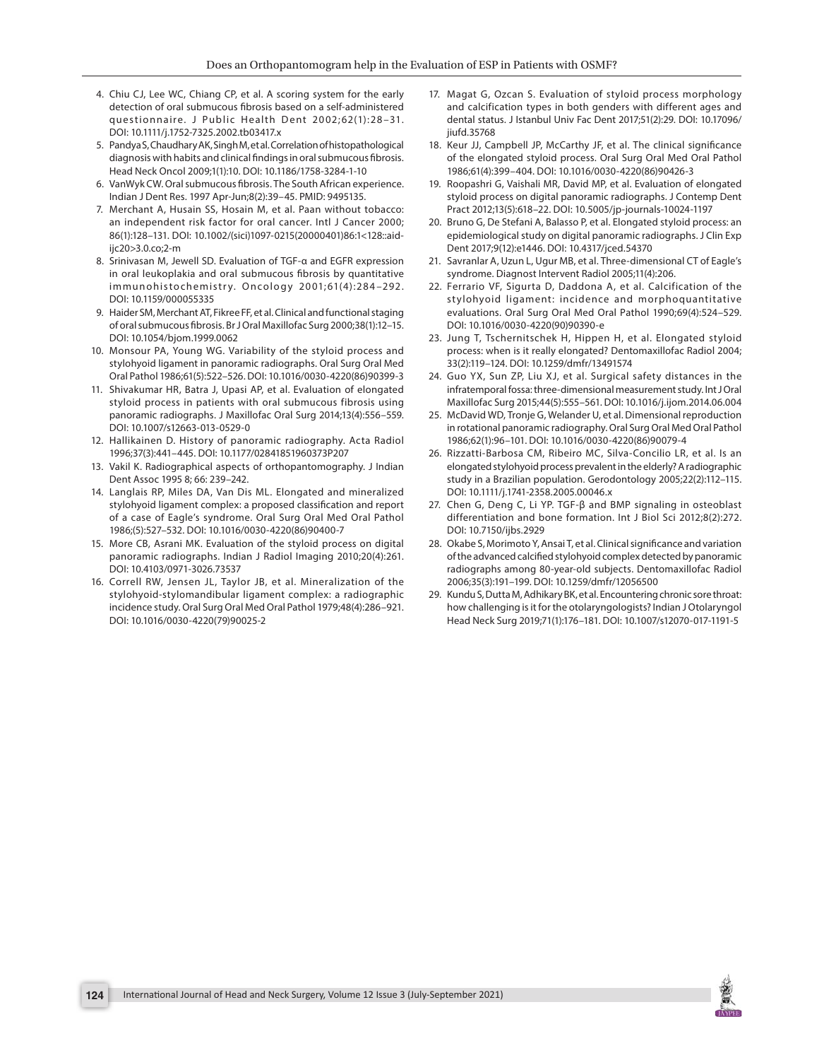4. Chiu CJ, Lee WC, Chiang CP, et al. A scoring system for the early detection of oral submucous fibrosis based on a self-administered questionnaire. J Public Health Dent 2002;62(1):28–31. DOI: 10.1111/j.1752-7325.2002.tb03417.x
5. Pandya S, Chaudhary AK, Singh M, et al. Correlation of histopathological diagnosis with habits and clinical findings in oral submucous fibrosis. Head Neck Oncol 2009;1(1):10. DOI: 10.1186/1758-3284-1-10
6. VanWyk CW. Oral submucous fibrosis. The South African experience. Indian J Dent Res. 1997 Apr-Jun;8(2):39–45. PMID: 9495135.
7. Merchant A, Husain SS, Hosain M, et al. Paan without tobacco: an independent risk factor for oral cancer. Intl J Cancer 2000; 86(1):128–131. DOI: 10.1002/(sici)1097-0215(20000401)86:1<128::aid-ijc20>3.0.co;2-m
8. Srinivasan M, Jewell SD. Evaluation of TGF-α and EGFR expression in oral leukoplakia and oral submucous fibrosis by quantitative immunohistochemistry. Oncology 2001;61(4):284–292. DOI: 10.1159/000055335
9. Haider SM, Merchant AT, Fikree FF, et al. Clinical and functional staging of oral submucous fibrosis. Br J Oral Maxillofac Surg 2000;38(1):12–15. DOI: 10.1054/bjom.1999.0062
10. Monsour PA, Young WG. Variability of the styloid process and stylohyoid ligament in panoramic radiographs. Oral Surg Oral Med Oral Pathol 1986;61(5):522–526. DOI: 10.1016/0030-4220(86)90399-3
11. Shivakumar HR, Batra J, Upasi AP, et al. Evaluation of elongated styloid process in patients with oral submucous fibrosis using panoramic radiographs. J Maxillofac Oral Surg 2014;13(4):556–559. DOI: 10.1007/s12663-013-0529-0
12. Hallikainen D. History of panoramic radiography. Acta Radiol 1996;37(3):441–445. DOI: 10.1177/02841851960373P207
13. Vakil K. Radiographical aspects of orthopantomography. J Indian Dent Assoc 1995 8; 66: 239–242.
14. Langlais RP, Miles DA, Van Dis ML. Elongated and mineralized stylohyoid ligament complex: a proposed classification and report of a case of Eagle's syndrome. Oral Surg Oral Med Oral Pathol 1986;(5):527–532. DOI: 10.1016/0030-4220(86)90400-7
15. More CB, Asrani MK. Evaluation of the styloid process on digital panoramic radiographs. Indian J Radiol Imaging 2010;20(4):261. DOI: 10.4103/0971-3026.73537
16. Correll RW, Jensen JL, Taylor JB, et al. Mineralization of the stylohyoid-stylomandibular ligament complex: a radiographic incidence study. Oral Surg Oral Med Oral Pathol 1979;48(4):286–921. DOI: 10.1016/0030-4220(79)90025-2
17. Magat G, Ozcan S. Evaluation of styloid process morphology and calcification types in both genders with different ages and dental status. J Istanbul Univ Fac Dent 2017;51(2):29. DOI: 10.17096/jiufd.35768
18. Keur JJ, Campbell JP, McCarthy JF, et al. The clinical significance of the elongated styloid process. Oral Surg Oral Med Oral Pathol 1986;61(4):399–404. DOI: 10.1016/0030-4220(86)90426-3
19. Roopashri G, Vaishali MR, David MP, et al. Evaluation of elongated styloid process on digital panoramic radiographs. J Contemp Dent Pract 2012;13(5):618–22. DOI: 10.5005/jp-journals-10024-1197
20. Bruno G, De Stefani A, Balasso P, et al. Elongated styloid process: an epidemiological study on digital panoramic radiographs. J Clin Exp Dent 2017;9(12):e1446. DOI: 10.4317/jced.54370
21. Savranlar A, Uzun L, Ugur MB, et al. Three-dimensional CT of Eagle's syndrome. Diagnost Intervent Radiol 2005;11(4):206.
22. Ferrario VF, Sigurta D, Daddona A, et al. Calcification of the stylohyoid ligament: incidence and morphoquantitative evaluations. Oral Surg Oral Med Oral Pathol 1990;69(4):524–529. DOI: 10.1016/0030-4220(90)90390-e
23. Jung T, Tschernitschek H, Hippen H, et al. Elongated styloid process: when is it really elongated? Dentomaxillofac Radiol 2004; 33(2):119–124. DOI: 10.1259/dmfr/13491574
24. Guo YX, Sun ZP, Liu XJ, et al. Surgical safety distances in the infratemporal fossa: three-dimensional measurement study. Int J Oral Maxillofac Surg 2015;44(5):555–561. DOI: 10.1016/j.ijom.2014.06.004
25. McDavid WD, Tronje G, Welander U, et al. Dimensional reproduction in rotational panoramic radiography. Oral Surg Oral Med Oral Pathol 1986;62(1):96–101. DOI: 10.1016/0030-4220(86)90079-4
26. Rizzatti-Barbosa CM, Ribeiro MC, Silva-Concilio LR, et al. Is an elongated stylohyoid process prevalent in the elderly? A radiographic study in a Brazilian population. Gerodontology 2005;22(2):112–115. DOI: 10.1111/j.1741-2358.2005.00046.x
27. Chen G, Deng C, Li YP. TGF-β and BMP signaling in osteoblast differentiation and bone formation. Int J Biol Sci 2012;8(2):272. DOI: 10.7150/ijbs.2929
28. Okabe S, Morimoto Y, Ansai T, et al. Clinical significance and variation of the advanced calcified stylohyoid complex detected by panoramic radiographs among 80-year-old subjects. Dentomaxillofac Radiol 2006;35(3):191–199. DOI: 10.1259/dmfr/12056500
29. Kundu S, Dutta M, Adhikary BK, et al. Encountering chronic sore throat: how challenging is it for the otolaryngologists? Indian J Otolaryngol Head Neck Surg 2019;71(1):176–181. DOI: 10.1007/s12070-017-1191-5